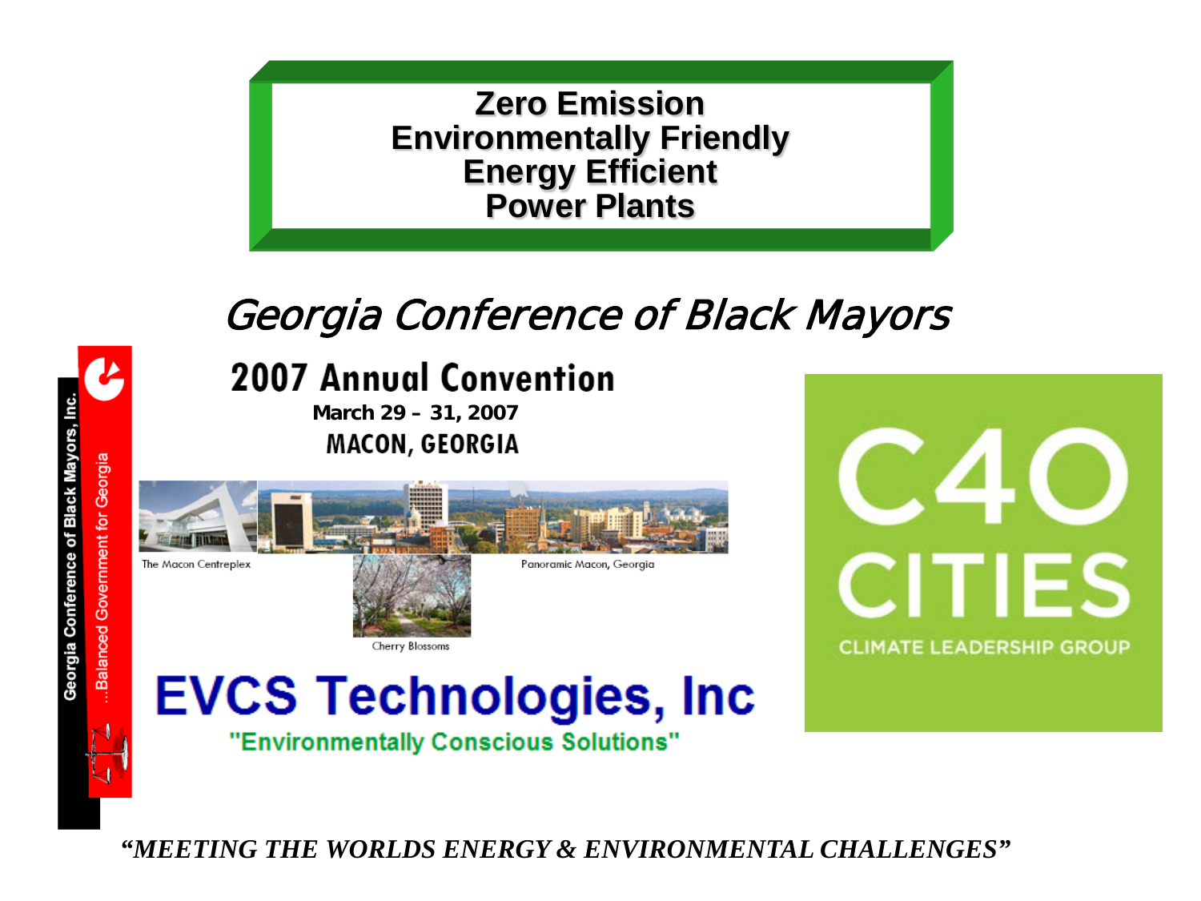# Zero Emission
# Environmentally Friendly
# Energy Efficient
# Power Plants

## *Georgia Conference of Black Mayors*

Georgia Conference of Black Mayors, Inc.

...Balanced Government for Georgia

### 2007 Annual Convention

**March 29 – 31, 2007**

**MACON, GEORGIA**

The Macon Centreplex

Panoramic Macon, Georgia

Cherry Blossoms

## EVCS Technologies, Inc

**"Environmentally Conscious Solutions"**

C40 CITIES

CLIMATE LEADERSHIP GROUP

***"MEETING THE WORLDS ENERGY & ENVIRONMENTAL CHALLENGES"***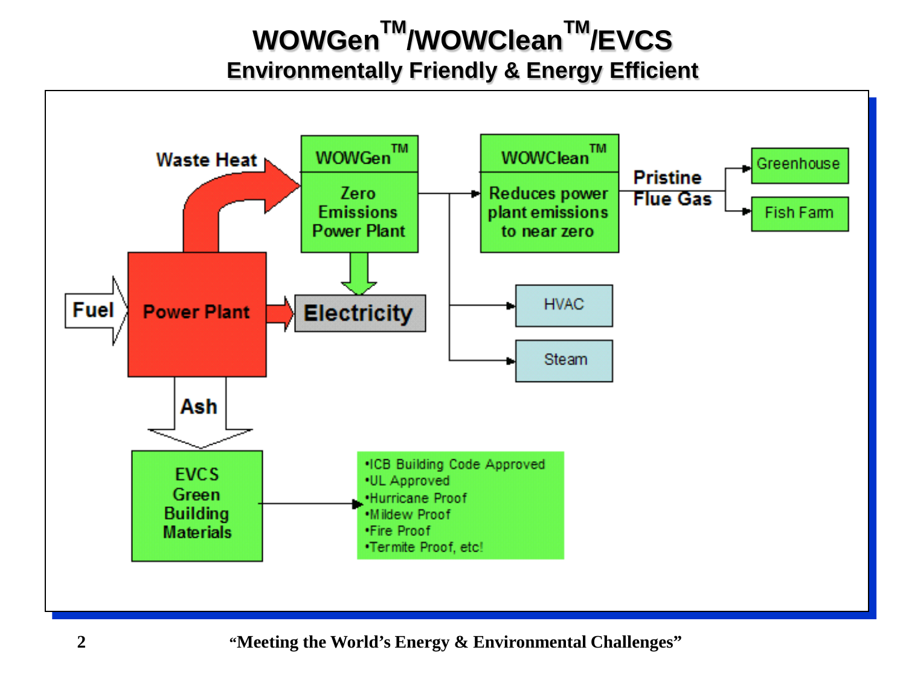# WOWGen™/WOWClean™/EVCS

## Environmentally Friendly & Energy Efficient

Waste Heat

**WOWGen™**
Zero Emissions Power Plant

**WOWClean™**
Reduces power plant emissions to near zero

Pristine Flue Gas

- Greenhouse
- Fish Farm

Fuel

Power Plant

Electricity

- HVAC
- Steam

Ash

**EVCS Green Building Materials**

- ICB Building Code Approved
- UL Approved
- Hurricane Proof
- Mildew Proof
- Fire Proof
- Termite Proof, etc!

"Meeting the World's Energy & Environmental Challenges"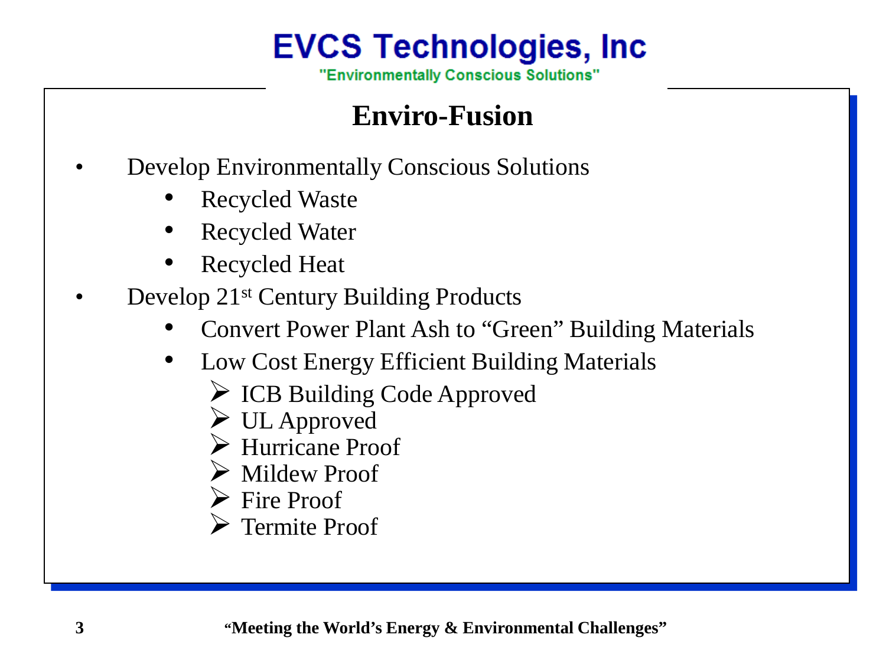# EVCS Technologies, Inc

"Environmentally Conscious Solutions"

## Enviro-Fusion

- Develop Environmentally Conscious Solutions
  - Recycled Waste
  - Recycled Water
  - Recycled Heat
- Develop 21st Century Building Products
  - Convert Power Plant Ash to "Green" Building Materials
  - Low Cost Energy Efficient Building Materials
    - ICB Building Code Approved
    - UL Approved
    - Hurricane Proof
    - Mildew Proof
    - Fire Proof
    - Termite Proof

**"Meeting the World's Energy & Environmental Challenges"**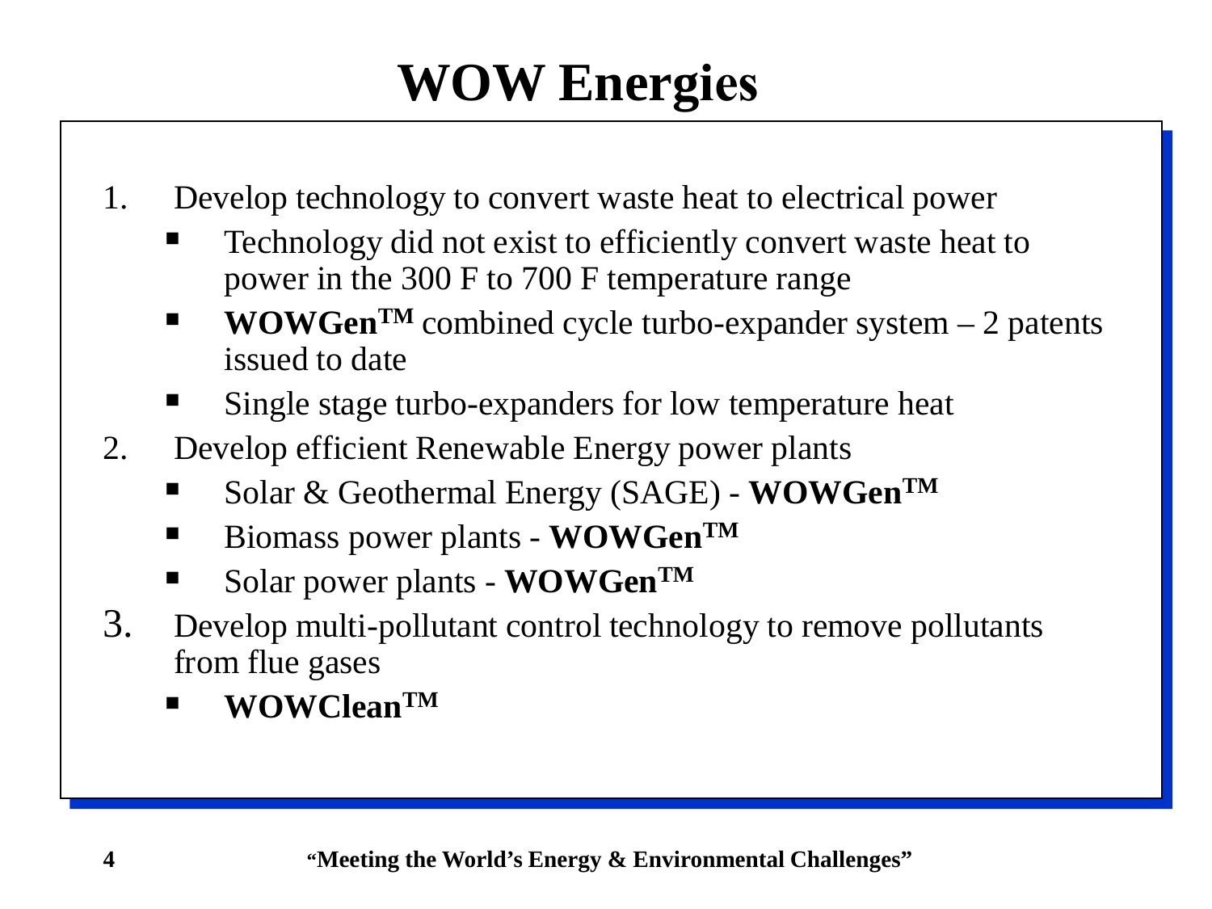# WOW Energies

1. Develop technology to convert waste heat to electrical power
   - Technology did not exist to efficiently convert waste heat to power in the 300 F to 700 F temperature range
   - **WOWGen™** combined cycle turbo-expander system – 2 patents issued to date
   - Single stage turbo-expanders for low temperature heat
2. Develop efficient Renewable Energy power plants
   - Solar & Geothermal Energy (SAGE) - **WOWGen™**
   - Biomass power plants - **WOWGen™**
   - Solar power plants - **WOWGen™**
3. Develop multi-pollutant control technology to remove pollutants from flue gases
   - **WOWClean™**

**"Meeting the World's Energy & Environmental Challenges"**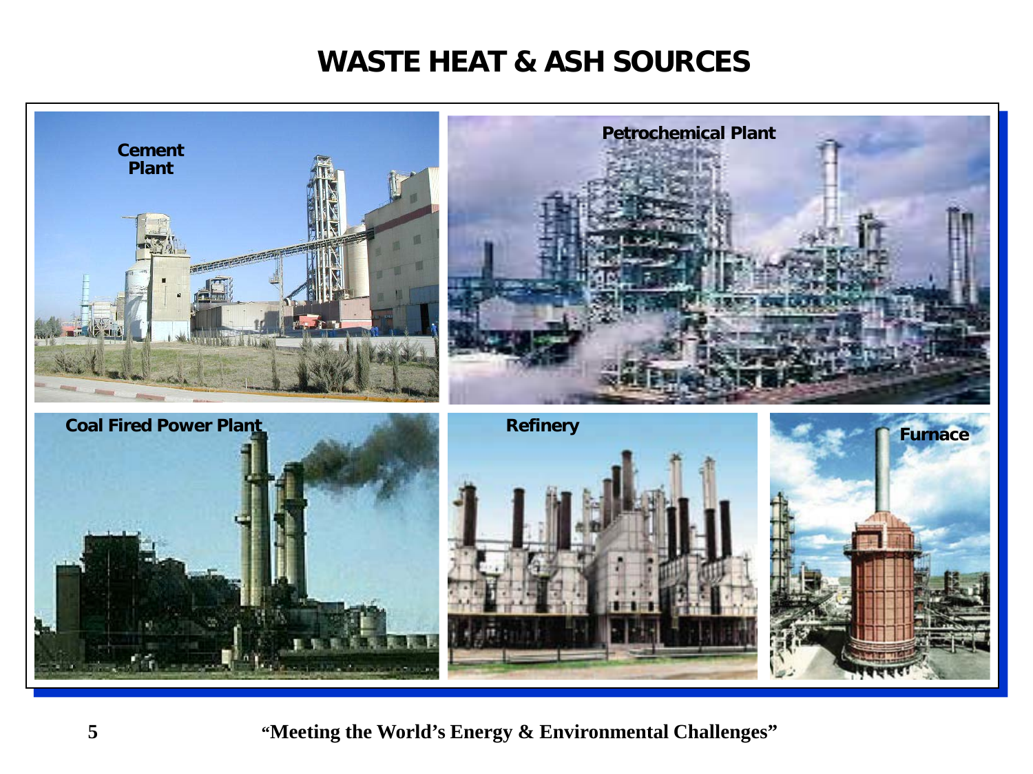# WASTE HEAT & ASH SOURCES

Cement Plant

Petrochemical Plant

Coal Fired Power Plant

Refinery

Furnace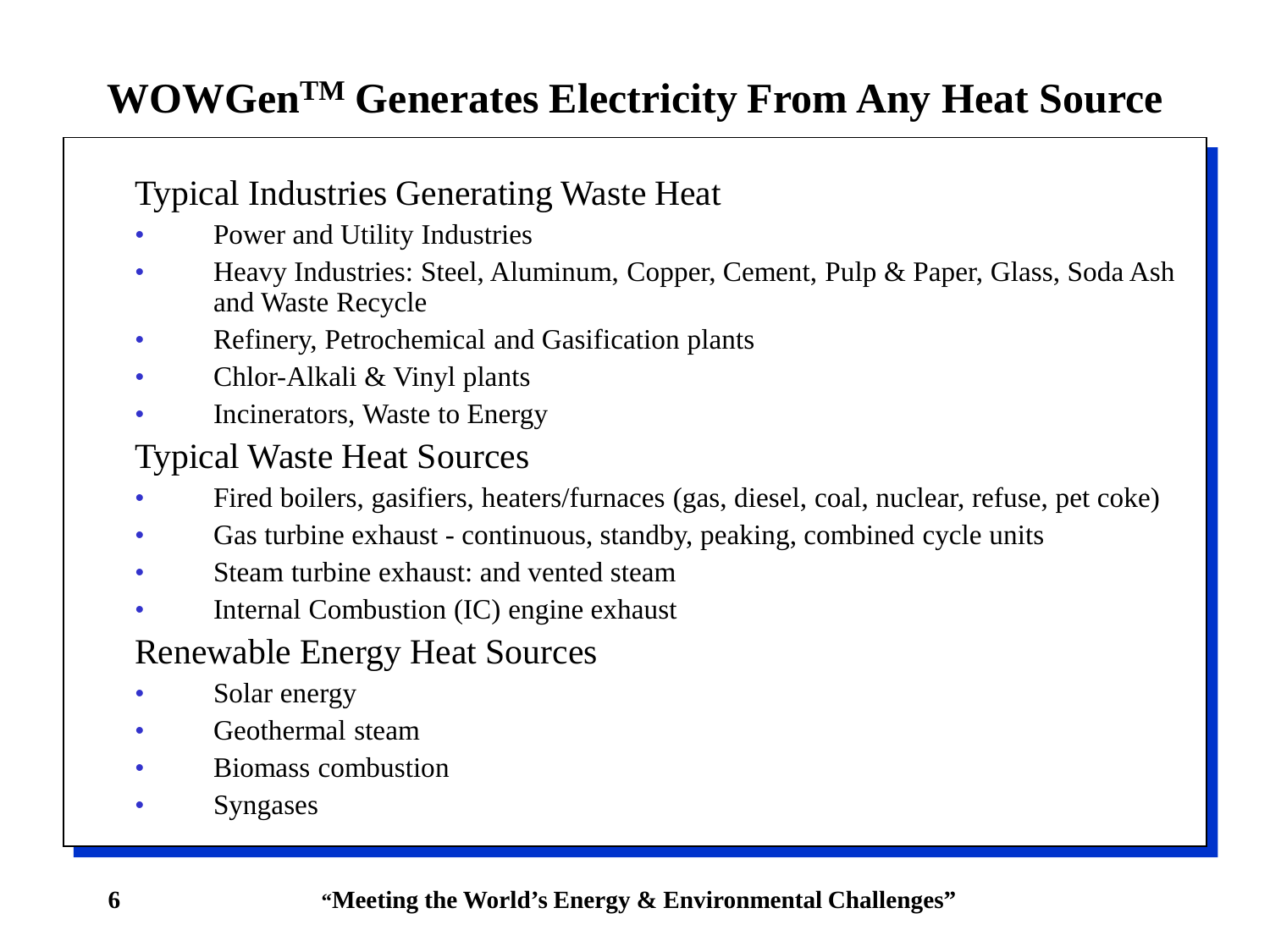# WOWGen$^{TM}$ Generates Electricity From Any Heat Source

Typical Industries Generating Waste Heat

- Power and Utility Industries
- Heavy Industries: Steel, Aluminum, Copper, Cement, Pulp & Paper, Glass, Soda Ash and Waste Recycle
- Refinery, Petrochemical and Gasification plants
- Chlor-Alkali & Vinyl plants
- Incinerators, Waste to Energy

Typical Waste Heat Sources

- Fired boilers, gasifiers, heaters/furnaces (gas, diesel, coal, nuclear, refuse, pet coke)
- Gas turbine exhaust - continuous, standby, peaking, combined cycle units
- Steam turbine exhaust: and vented steam
- Internal Combustion (IC) engine exhaust

Renewable Energy Heat Sources

- Solar energy
- Geothermal steam
- Biomass combustion
- Syngases

**"Meeting the World's Energy & Environmental Challenges"**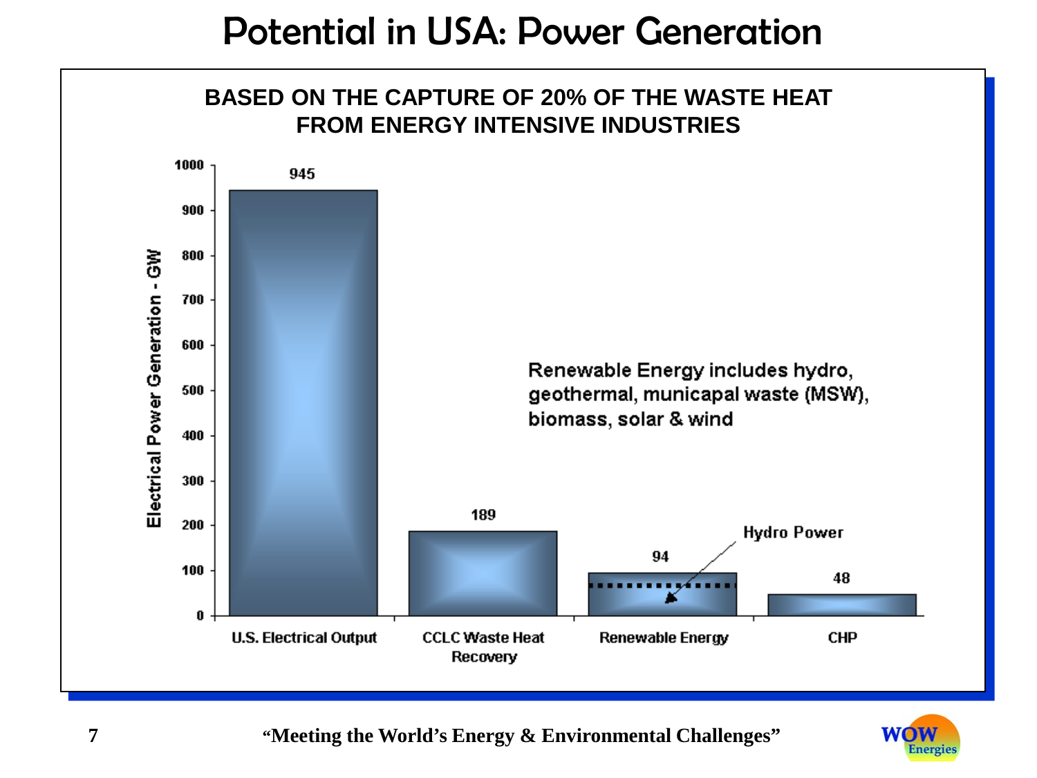# Potential in USA: Power Generation

**BASED ON THE CAPTURE OF 20% OF THE WASTE HEAT FROM ENERGY INTENSIVE INDUSTRIES**

| Category | Electrical Power Generation - GW |
|---|---|
| U.S. Electrical Output | 945 |
| CCLC Waste Heat Recovery | 189 |
| Renewable Energy | 94 |
| CHP | 48 |

Hydro Power

Renewable Energy includes hydro, geothermal, municapal waste (MSW), biomass, solar & wind

"Meeting the World's Energy & Environmental Challenges"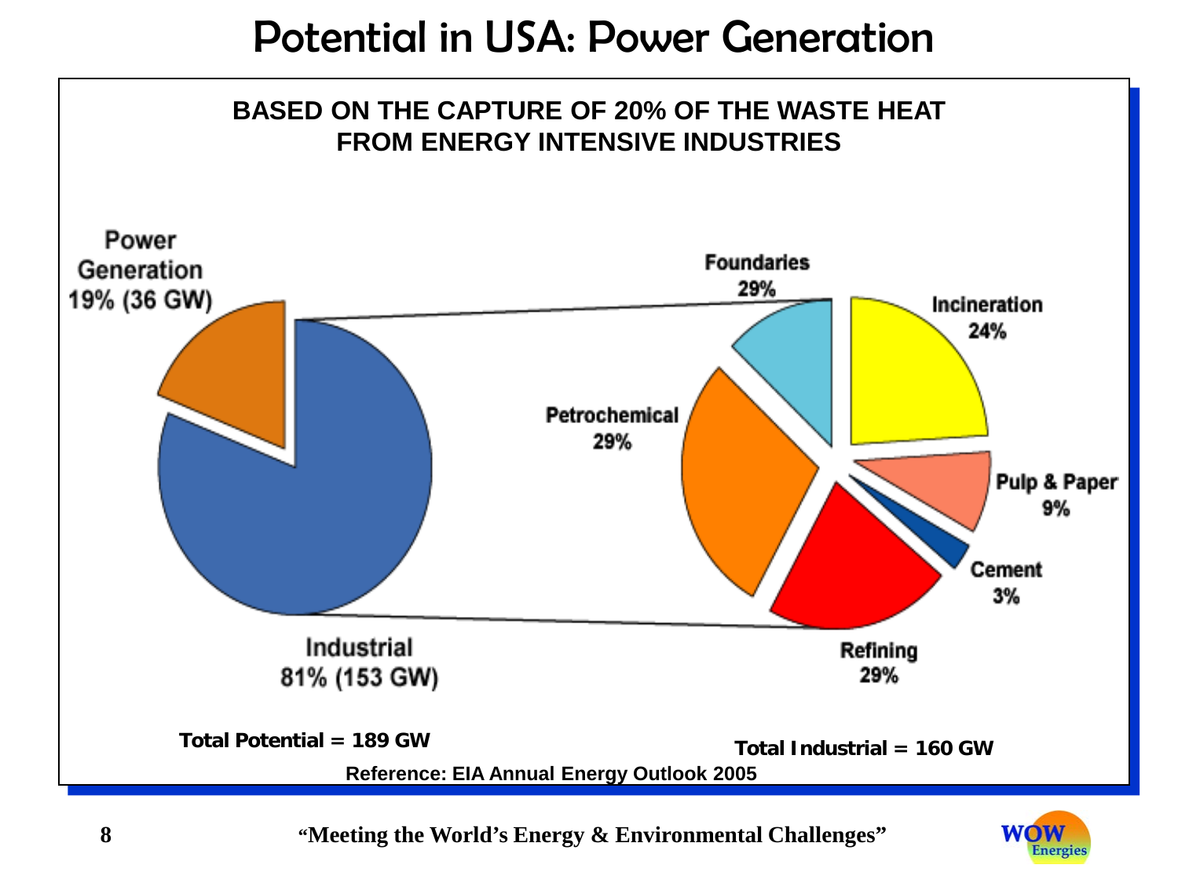# Potential in USA: Power Generation

**BASED ON THE CAPTURE OF 20% OF THE WASTE HEAT FROM ENERGY INTENSIVE INDUSTRIES**

Power Generation 19% (36 GW)

Industrial 81% (153 GW)

Foundaries 29%

Incineration 24%

Petrochemical 29%

Pulp & Paper 9%

Cement 3%

Refining 29%

**Total Potential = 189 GW**

**Total Industrial = 160 GW**

**Reference: EIA Annual Energy Outlook 2005**

**"Meeting the World's Energy & Environmental Challenges"**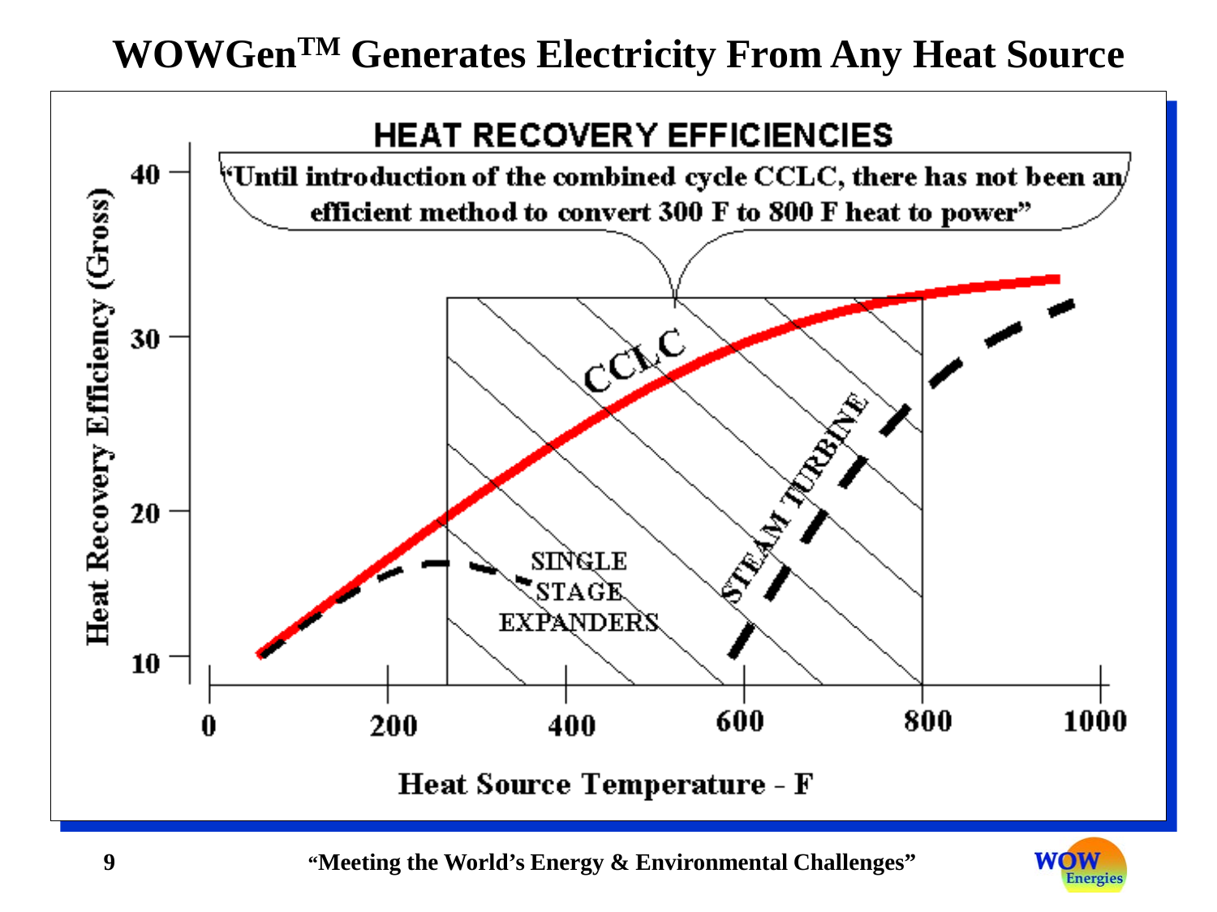# WOWGen™ Generates Electricity From Any Heat Source

## HEAT RECOVERY EFFICIENCIES

"Until introduction of the combined cycle CCLC, there has not been an efficient method to convert 300 F to 800 F heat to power"

Heat Recovery Efficiency (Gross)

CCLC

SINGLE STAGE EXPANDERS

STEAM TURBINE

Heat Source Temperature - F

"Meeting the World's Energy & Environmental Challenges"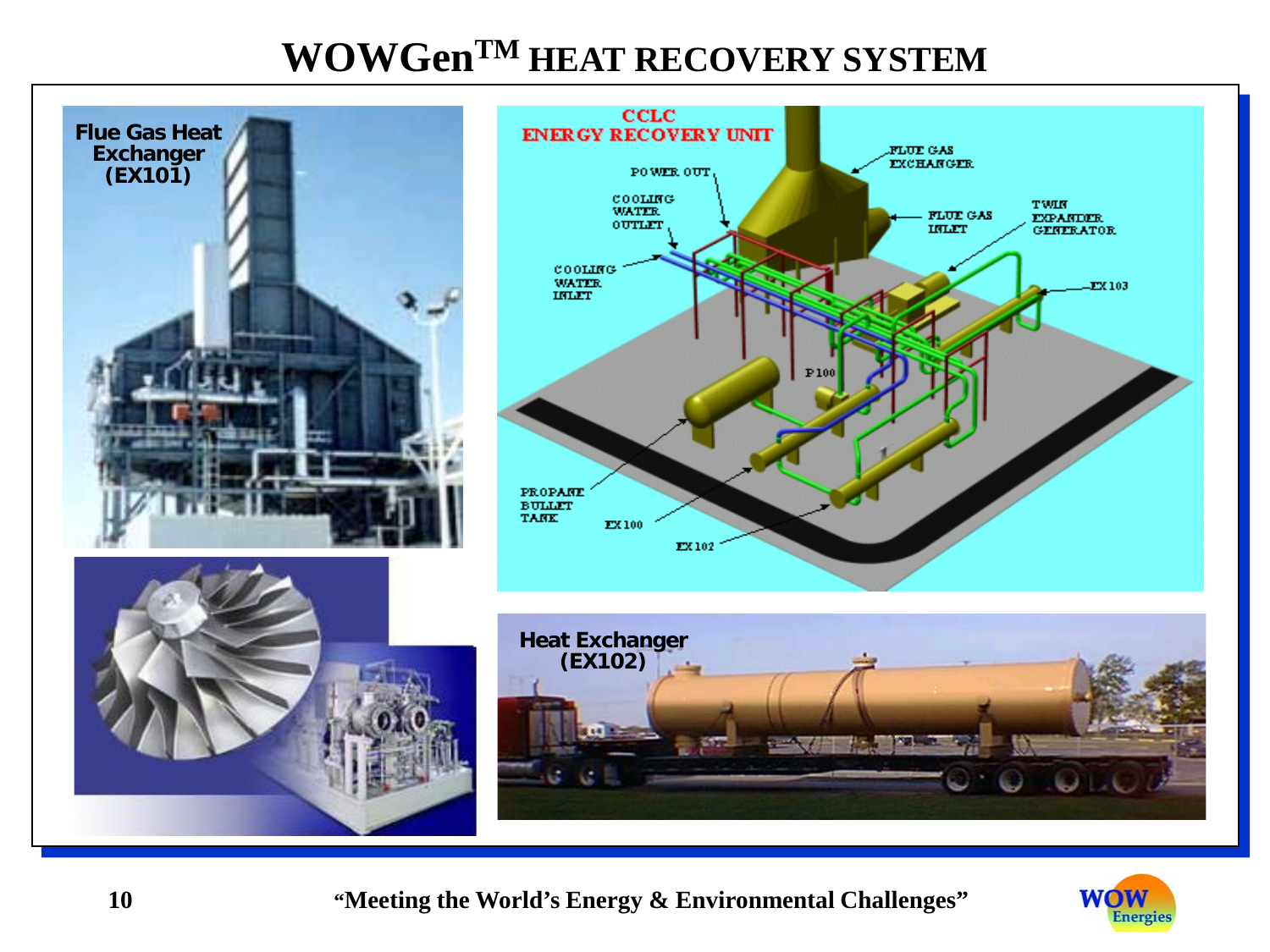# WOWGen™ HEAT RECOVERY SYSTEM

Flue Gas Heat Exchanger (EX101)

CCLC ENERGY RECOVERY UNIT

FLUE GAS EXCHANGER

POWER OUT

COOLING WATER OUTLET

FLUE GAS INLET

TWIN EXPANDER GENERATOR

COOLING WATER INLET

EX 103

P 100

PROPANE BULLET TANK

EX 100

EX 102

Heat Exchanger (EX102)

"Meeting the World's Energy & Environmental Challenges"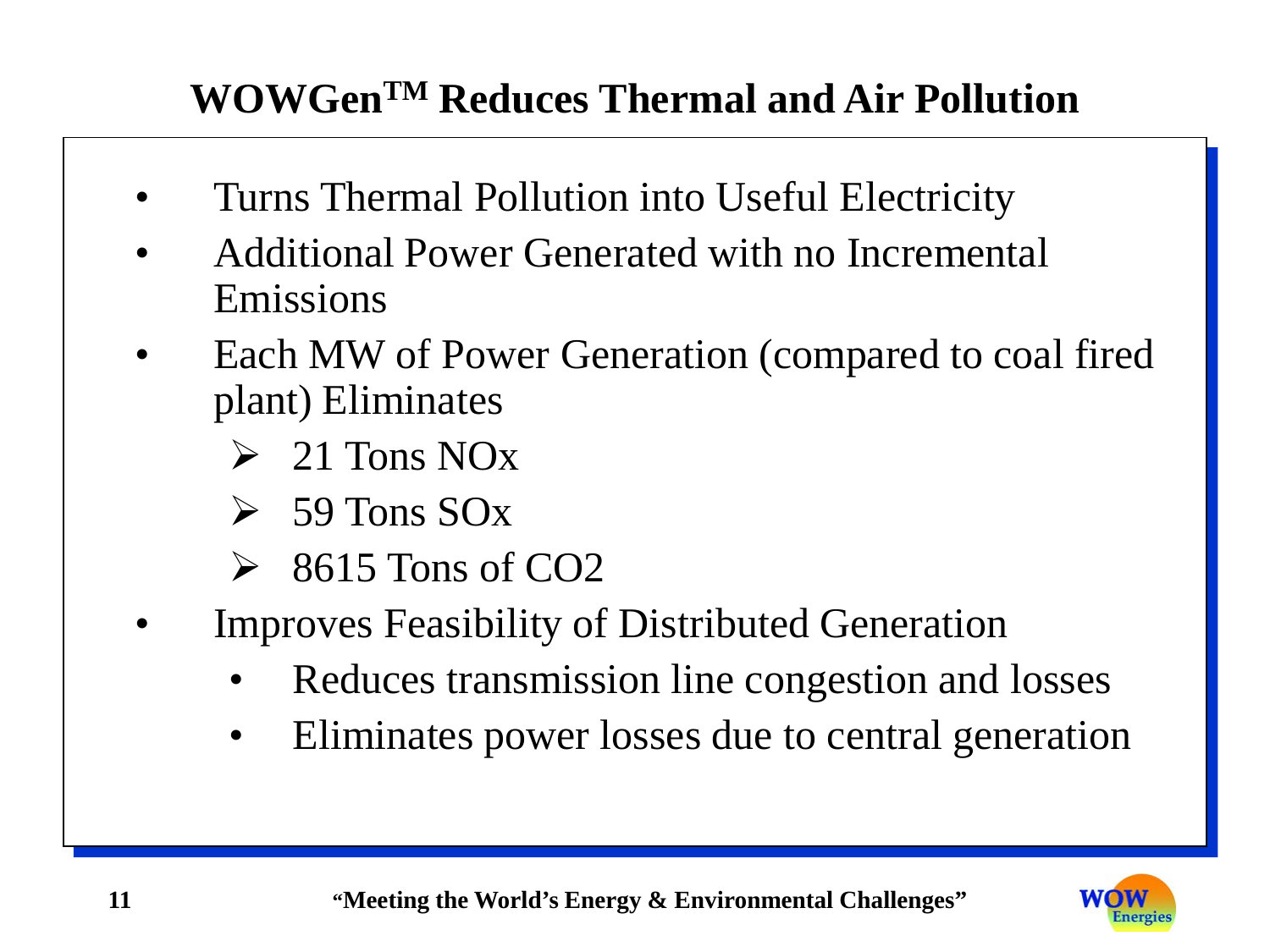# WOWGen™ Reduces Thermal and Air Pollution

- Turns Thermal Pollution into Useful Electricity
- Additional Power Generated with no Incremental Emissions
- Each MW of Power Generation (compared to coal fired plant) Eliminates
  - 21 Tons NOx
  - 59 Tons SOx
  - 8615 Tons of $CO_2$
- Improves Feasibility of Distributed Generation
  - Reduces transmission line congestion and losses
  - Eliminates power losses due to central generation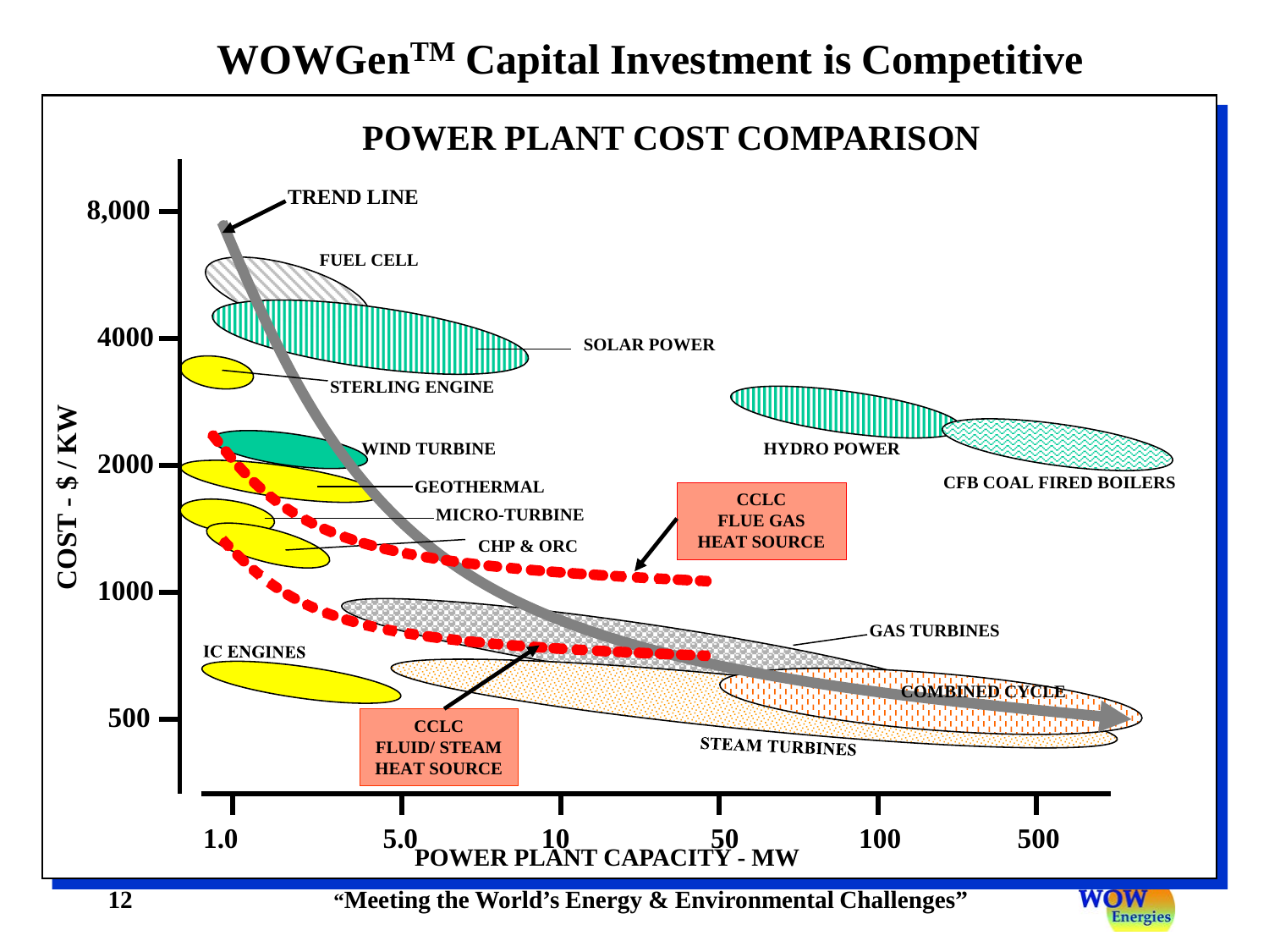# WOWGen™ Capital Investment is Competitive

## POWER PLANT COST COMPARISON

COST - $ / KW: 8,000; 4000; 2000; 1000; 500

POWER PLANT CAPACITY - MW: 1.0; 5.0; 10; 50; 100; 500

TREND LINE

FUEL CELL

SOLAR POWER

STERLING ENGINE

WIND TURBINE

GEOTHERMAL

MICRO-TURBINE

CHP & ORC

HYDRO POWER

CFB COAL FIRED BOILERS

CCLC FLUE GAS HEAT SOURCE

GAS TURBINES

IC ENGINES

COMBINED CYCLE

STEAM TURBINES

CCLC FLUID/ STEAM HEAT SOURCE

"Meeting the World's Energy & Environmental Challenges"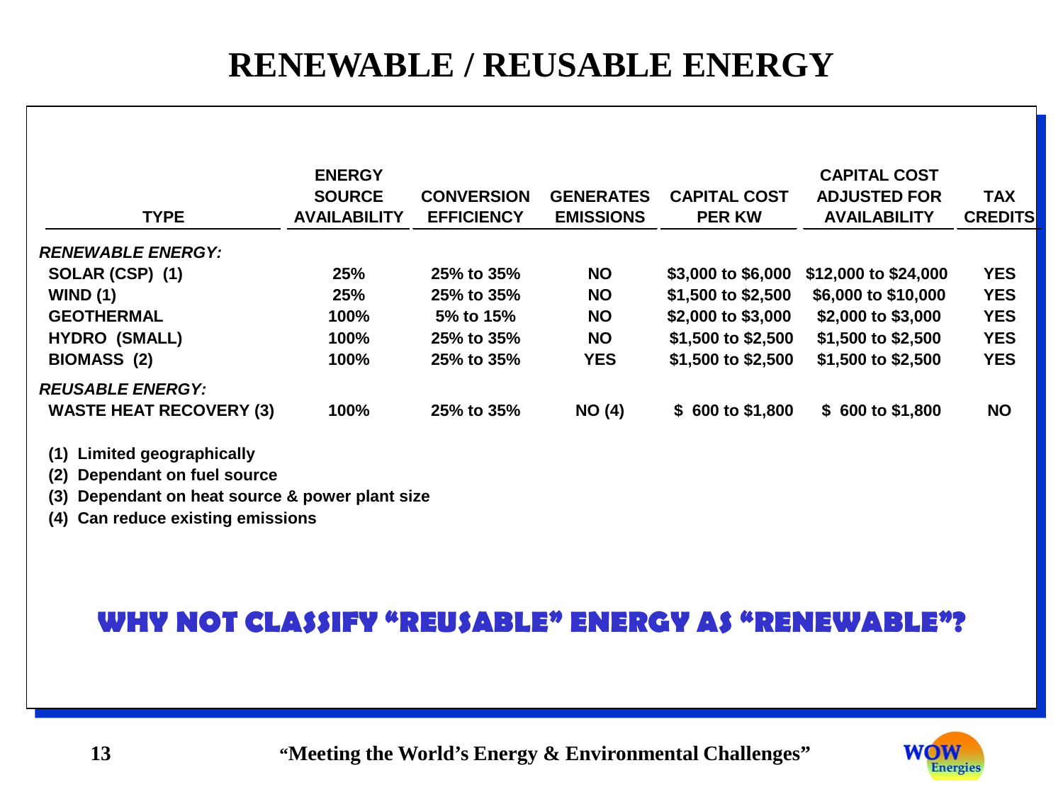# RENEWABLE / REUSABLE ENERGY

| TYPE | ENERGY SOURCE AVAILABILITY | CONVERSION EFFICIENCY | GENERATES EMISSIONS | CAPITAL COST PER KW | CAPITAL COST ADJUSTED FOR AVAILABILITY | TAX CREDITS |
|---|---|---|---|---|---|---|
| ***RENEWABLE ENERGY:*** | | | | | | |
| **SOLAR (CSP) (1)** | **25%** | **25% to 35%** | **NO** | **$3,000 to $6,000** | **$12,000 to $24,000** | **YES** |
| **WIND (1)** | **25%** | **25% to 35%** | **NO** | **$1,500 to $2,500** | **$6,000 to $10,000** | **YES** |
| **GEOTHERMAL** | **100%** | **5% to 15%** | **NO** | **$2,000 to $3,000** | **$2,000 to $3,000** | **YES** |
| **HYDRO (SMALL)** | **100%** | **25% to 35%** | **NO** | **$1,500 to $2,500** | **$1,500 to $2,500** | **YES** |
| **BIOMASS (2)** | **100%** | **25% to 35%** | **YES** | **$1,500 to $2,500** | **$1,500 to $2,500** | **YES** |
| ***REUSABLE ENERGY:*** | | | | | | |
| **WASTE HEAT RECOVERY (3)** | **100%** | **25% to 35%** | **NO (4)** | **$ 600 to $1,800** | **$ 600 to $1,800** | **NO** |

**(1) Limited geographically**

**(2) Dependant on fuel source**

**(3) Dependant on heat source & power plant size**

**(4) Can reduce existing emissions**

**WHY NOT CLASSIFY "REUSABLE" ENERGY AS "RENEWABLE"?**

**"Meeting the World's Energy & Environmental Challenges"**

WOW Energies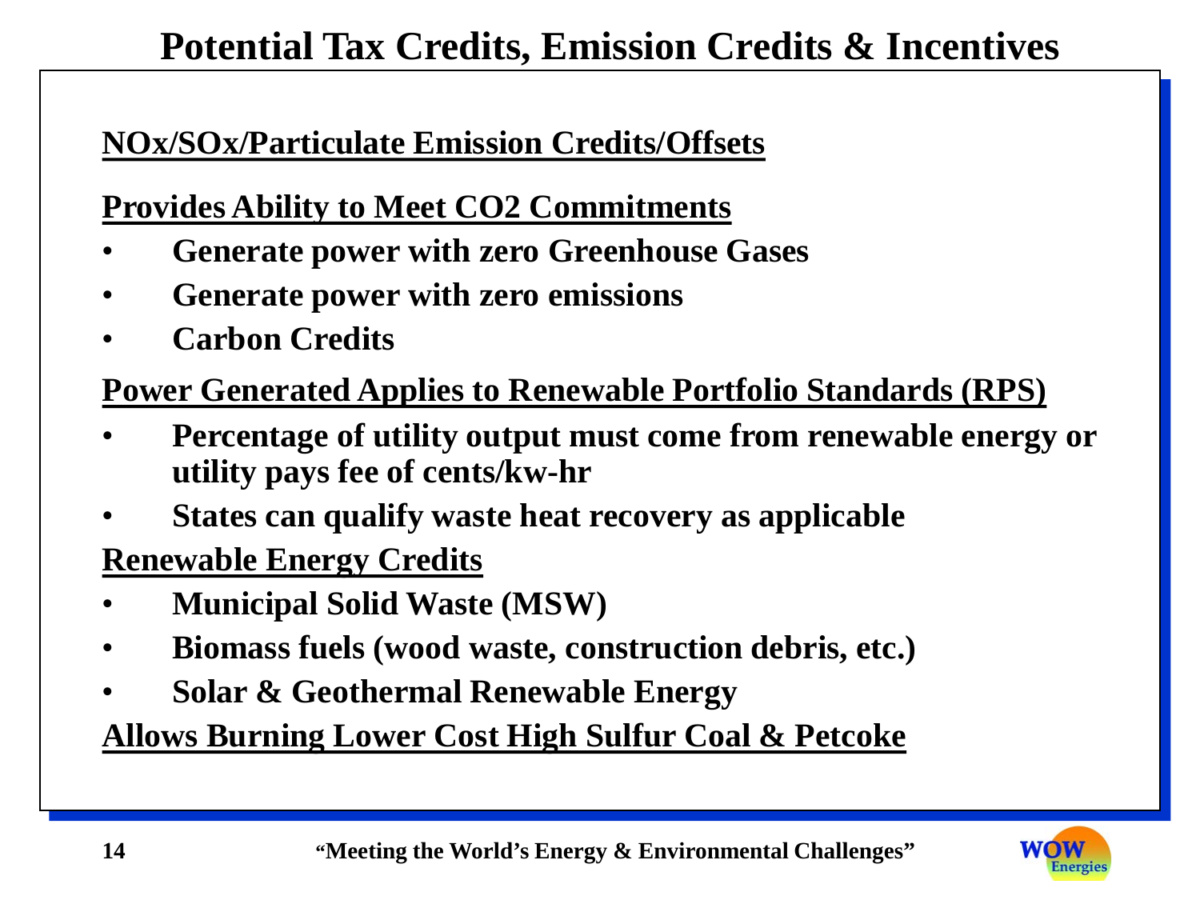# Potential Tax Credits, Emission Credits & Incentives

**NOx/SOx/Particulate Emission Credits/Offsets**

**Provides Ability to Meet CO2 Commitments**

- **Generate power with zero Greenhouse Gases**
- **Generate power with zero emissions**
- **Carbon Credits**

**Power Generated Applies to Renewable Portfolio Standards (RPS)**

- **Percentage of utility output must come from renewable energy or utility pays fee of cents/kw-hr**
- **States can qualify waste heat recovery as applicable**

**Renewable Energy Credits**

- **Municipal Solid Waste (MSW)**
- **Biomass fuels (wood waste, construction debris, etc.)**
- **Solar & Geothermal Renewable Energy**

**Allows Burning Lower Cost High Sulfur Coal & Petcoke**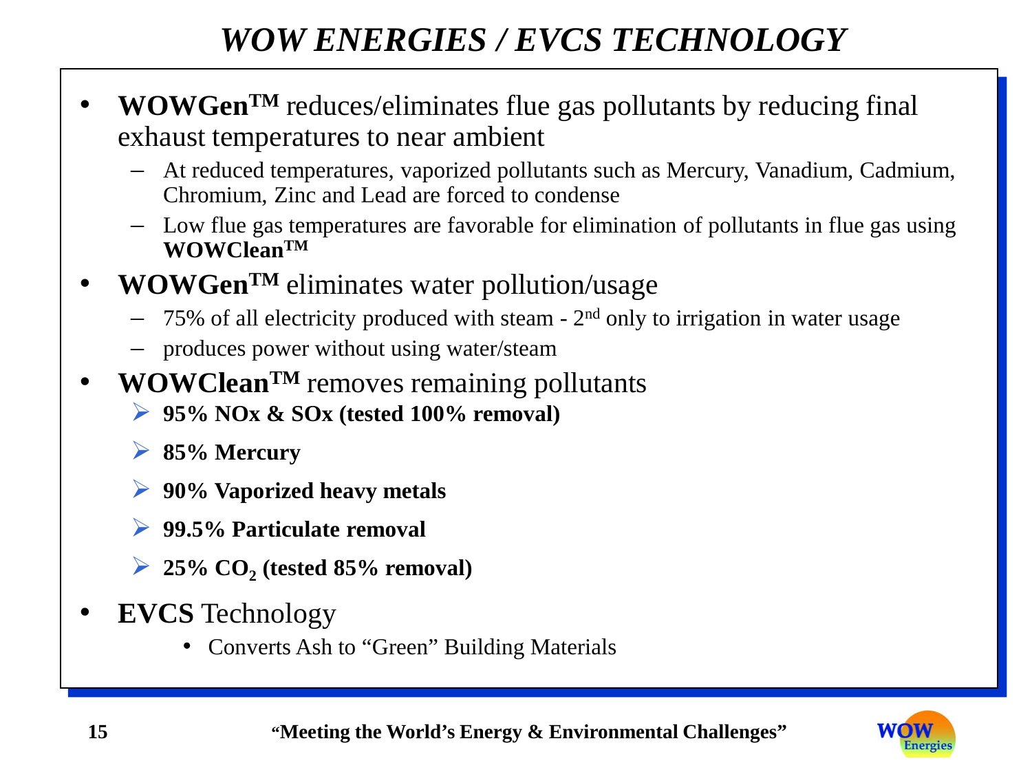# *WOW ENERGIES / EVCS TECHNOLOGY*

- **WOWGen$^{TM}$** reduces/eliminates flue gas pollutants by reducing final exhaust temperatures to near ambient
  - At reduced temperatures, vaporized pollutants such as Mercury, Vanadium, Cadmium, Chromium, Zinc and Lead are forced to condense
  - Low flue gas temperatures are favorable for elimination of pollutants in flue gas using **WOWClean$^{TM}$**
- **WOWGen$^{TM}$** eliminates water pollution/usage
  - 75% of all electricity produced with steam - 2$^{nd}$ only to irrigation in water usage
  - produces power without using water/steam
- **WOWClean$^{TM}$** removes remaining pollutants
  - **95% NOx & SOx (tested 100% removal)**
  - **85% Mercury**
  - **90% Vaporized heavy metals**
  - **99.5% Particulate removal**
  - **25% $CO_2$ (tested 85% removal)**
- **EVCS** Technology
  - Converts Ash to "Green" Building Materials

**"Meeting the World's Energy & Environmental Challenges"**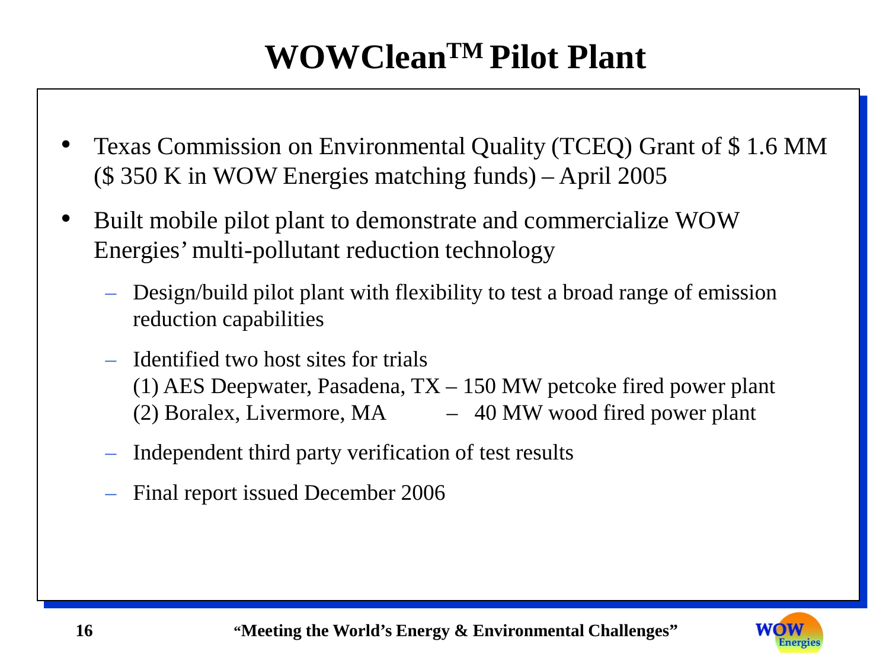# WOWClean™ Pilot Plant

- Texas Commission on Environmental Quality (TCEQ) Grant of $ 1.6 MM ($ 350 K in WOW Energies matching funds) – April 2005
- Built mobile pilot plant to demonstrate and commercialize WOW Energies' multi-pollutant reduction technology
  - Design/build pilot plant with flexibility to test a broad range of emission reduction capabilities
  - Identified two host sites for trials
    (1) AES Deepwater, Pasadena, TX – 150 MW petcoke fired power plant
    (2) Boralex, Livermore, MA – 40 MW wood fired power plant
  - Independent third party verification of test results
  - Final report issued December 2006

"Meeting the World's Energy & Environmental Challenges"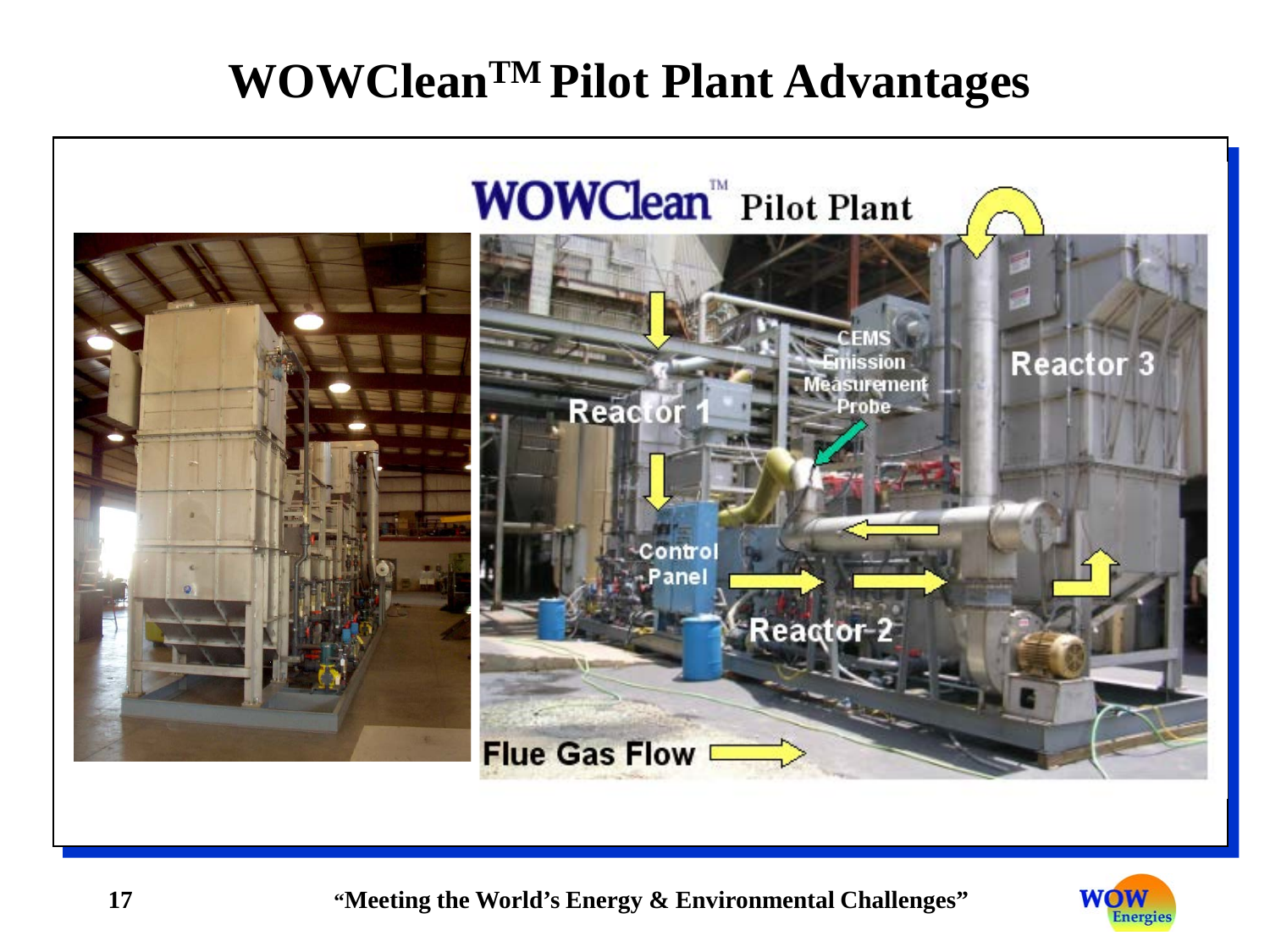# WOWClean™ Pilot Plant Advantages

WOWClean™ Pilot Plant

CEMS Emission Measurement Probe

Reactor 1

Reactor 3

Control Panel

Reactor 2

Flue Gas Flow

"Meeting the World's Energy & Environmental Challenges"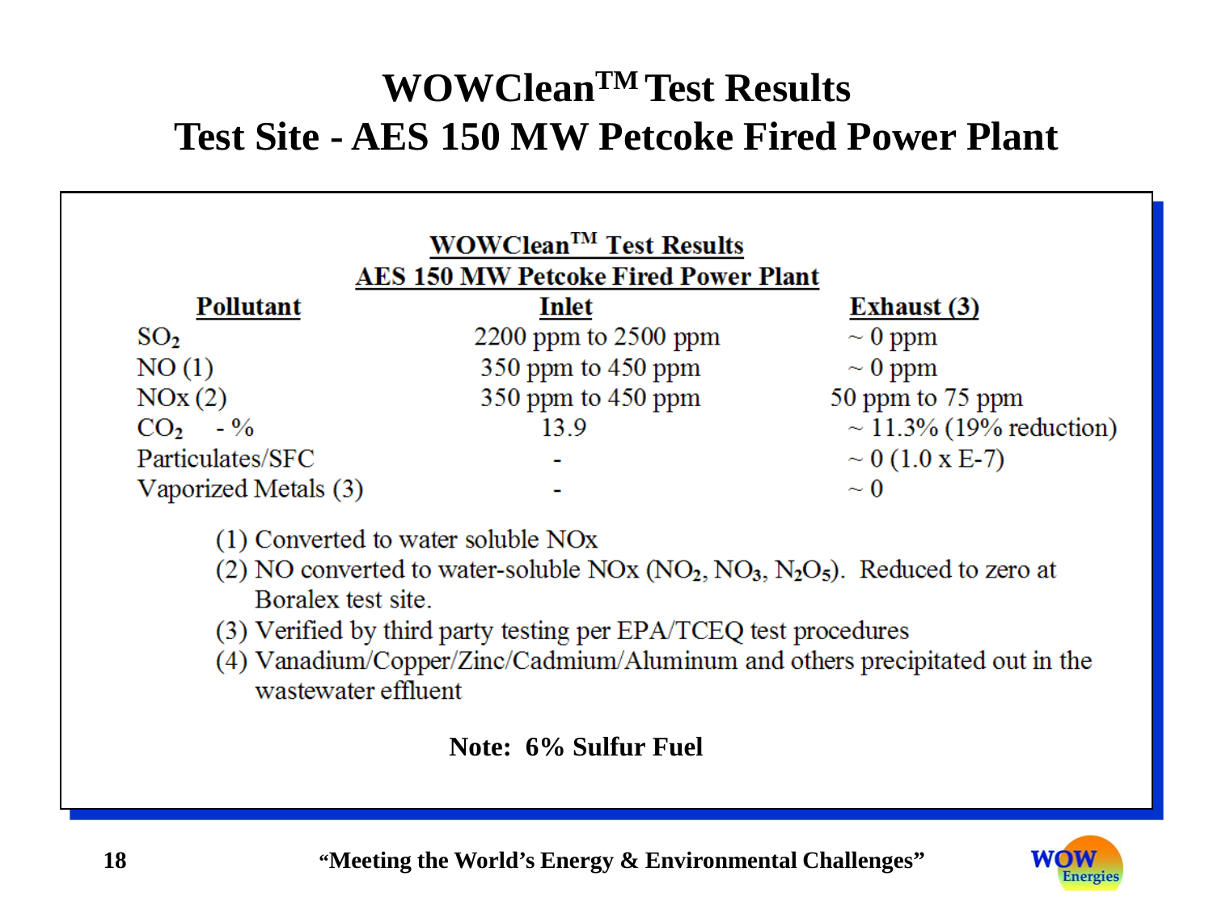# $WOWClean^{TM}$ Test Results
# Test Site - AES 150 MW Petcoke Fired Power Plant

**$WOWClean^{TM}$ Test Results**
**AES 150 MW Petcoke Fired Power Plant**

| Pollutant | Inlet | Exhaust (3) |
|---|---|---|
| $SO_2$ | 2200 ppm to 2500 ppm | ~ 0 ppm |
| NO (1) | 350 ppm to 450 ppm | ~ 0 ppm |
| NOx (2) | 350 ppm to 450 ppm | 50 ppm to 75 ppm |
| $CO_2$ - % | 13.9 | ~ 11.3% (19% reduction) |
| Particulates/SFC | - | ~ 0 (1.0 x E-7) |
| Vaporized Metals (3) | - | ~ 0 |

(1) Converted to water soluble NOx
(2) NO converted to water-soluble NOx ($NO_2$, $NO_3$, $N_2O_5$). Reduced to zero at Boralex test site.
(3) Verified by third party testing per EPA/TCEQ test procedures
(4) Vanadium/Copper/Zinc/Cadmium/Aluminum and others precipitated out in the wastewater effluent

**Note: 6% Sulfur Fuel**

**"Meeting the World's Energy & Environmental Challenges"**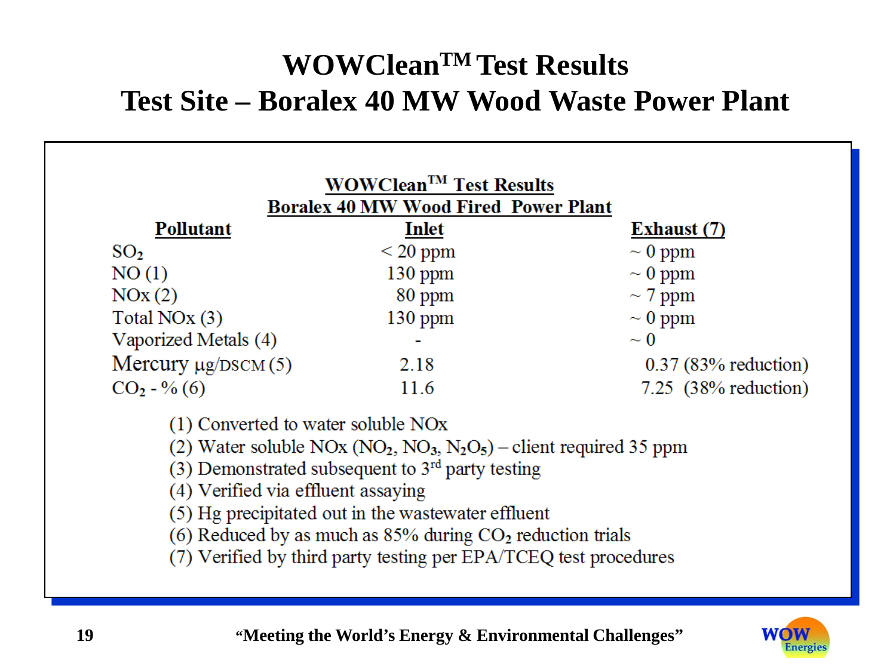# WOWClean™ Test Results
## Test Site – Boralex 40 MW Wood Waste Power Plant

**WOWClean™ Test Results**
**Boralex 40 MW Wood Fired Power Plant**

| Pollutant | Inlet | Exhaust (7) |
|---|---|---|
| $SO_2$ | < 20 ppm | ~ 0 ppm |
| NO (1) | 130 ppm | ~ 0 ppm |
| NOx (2) | 80 ppm | ~ 7 ppm |
| Total NOx (3) | 130 ppm | ~ 0 ppm |
| Vaporized Metals (4) | - | ~ 0 |
| Mercury μg/DSCM (5) | 2.18 | 0.37 (83% reduction) |
| $CO_2$ - % (6) | 11.6 | 7.25 (38% reduction) |

(1) Converted to water soluble NOx
(2) Water soluble NOx ($NO_2$, $NO_3$, $N_2O_5$) – client required 35 ppm
(3) Demonstrated subsequent to 3rd party testing
(4) Verified via effluent assaying
(5) Hg precipitated out in the wastewater effluent
(6) Reduced by as much as 85% during $CO_2$ reduction trials
(7) Verified by third party testing per EPA/TCEQ test procedures

"Meeting the World's Energy & Environmental Challenges"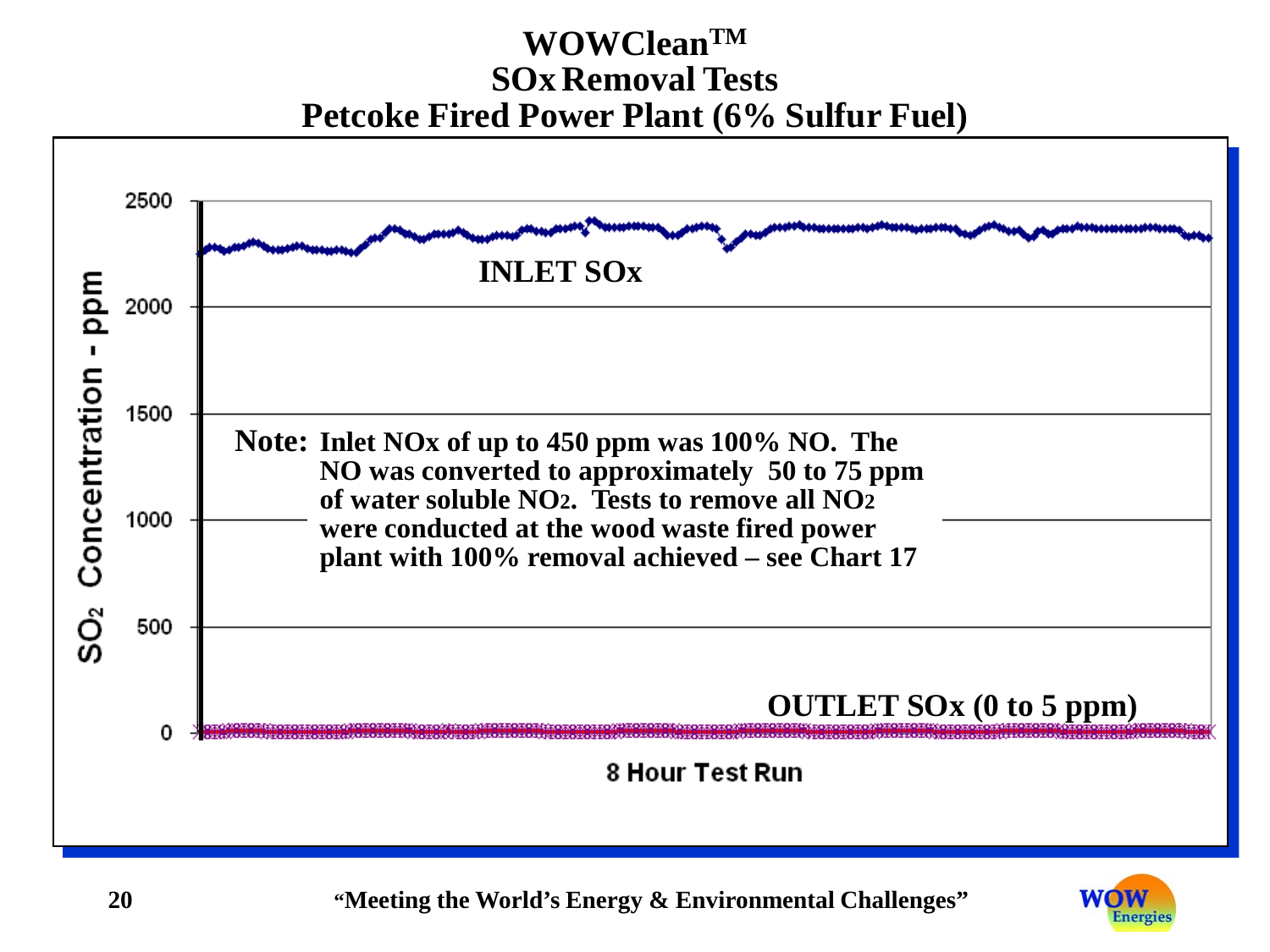# WOWClean™
## SOx Removal Tests
## Petcoke Fired Power Plant (6% Sulfur Fuel)

$SO_2$ Concentration - ppm

2500

2000

1500

1000

500

0

**INLET SOx**

**Note:** Inlet NOx of up to 450 ppm was 100% NO. The NO was converted to approximately 50 to 75 ppm of water soluble $NO_2$. Tests to remove all $NO_2$ were conducted at the wood waste fired power plant with 100% removal achieved – see Chart 17

**OUTLET SOx (0 to 5 ppm)**

8 Hour Test Run

"Meeting the World's Energy & Environmental Challenges"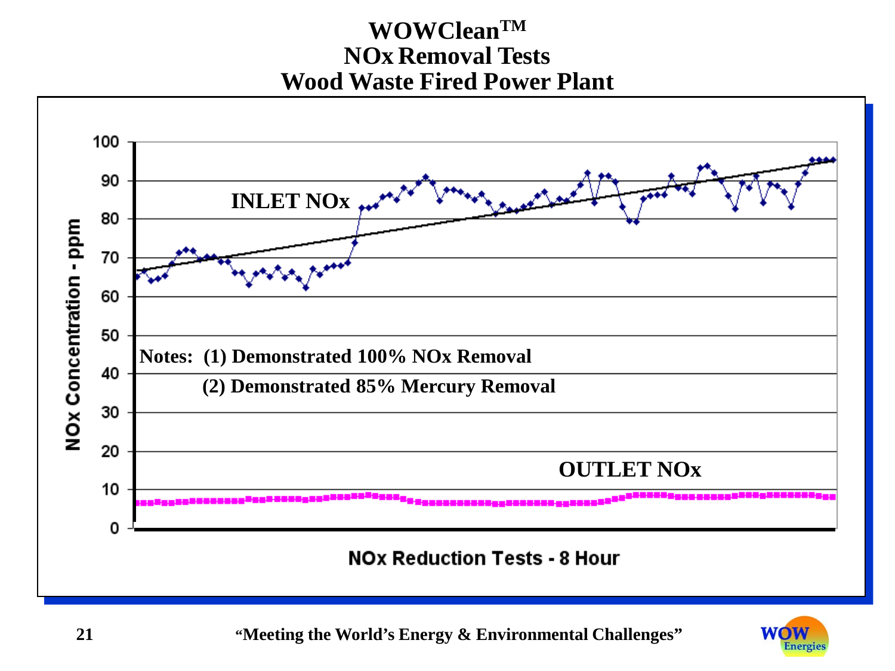# WOWClean™ NOx Removal Tests Wood Waste Fired Power Plant

INLET NOx

Notes: (1) Demonstrated 100% NOx Removal

(2) Demonstrated 85% Mercury Removal

OUTLET NOx

NOx Concentration - ppm

NOx Reduction Tests - 8 Hour

"Meeting the World's Energy & Environmental Challenges"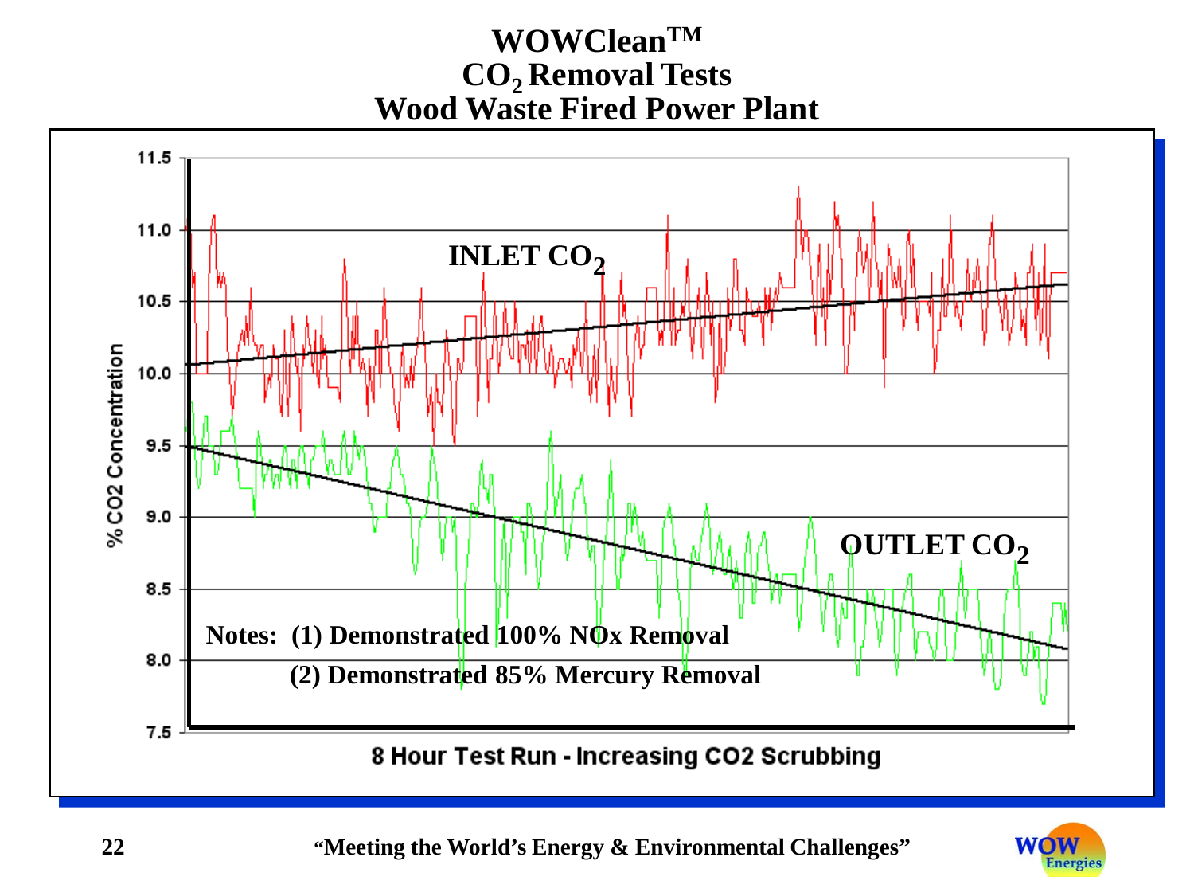# WOWClean™ $CO_2$ Removal Tests Wood Waste Fired Power Plant

% CO2 Concentration

INLET $CO_2$

OUTLET $CO_2$

Notes: (1) Demonstrated 100% NOx Removal

(2) Demonstrated 85% Mercury Removal

8 Hour Test Run - Increasing CO2 Scrubbing

"Meeting the World's Energy & Environmental Challenges"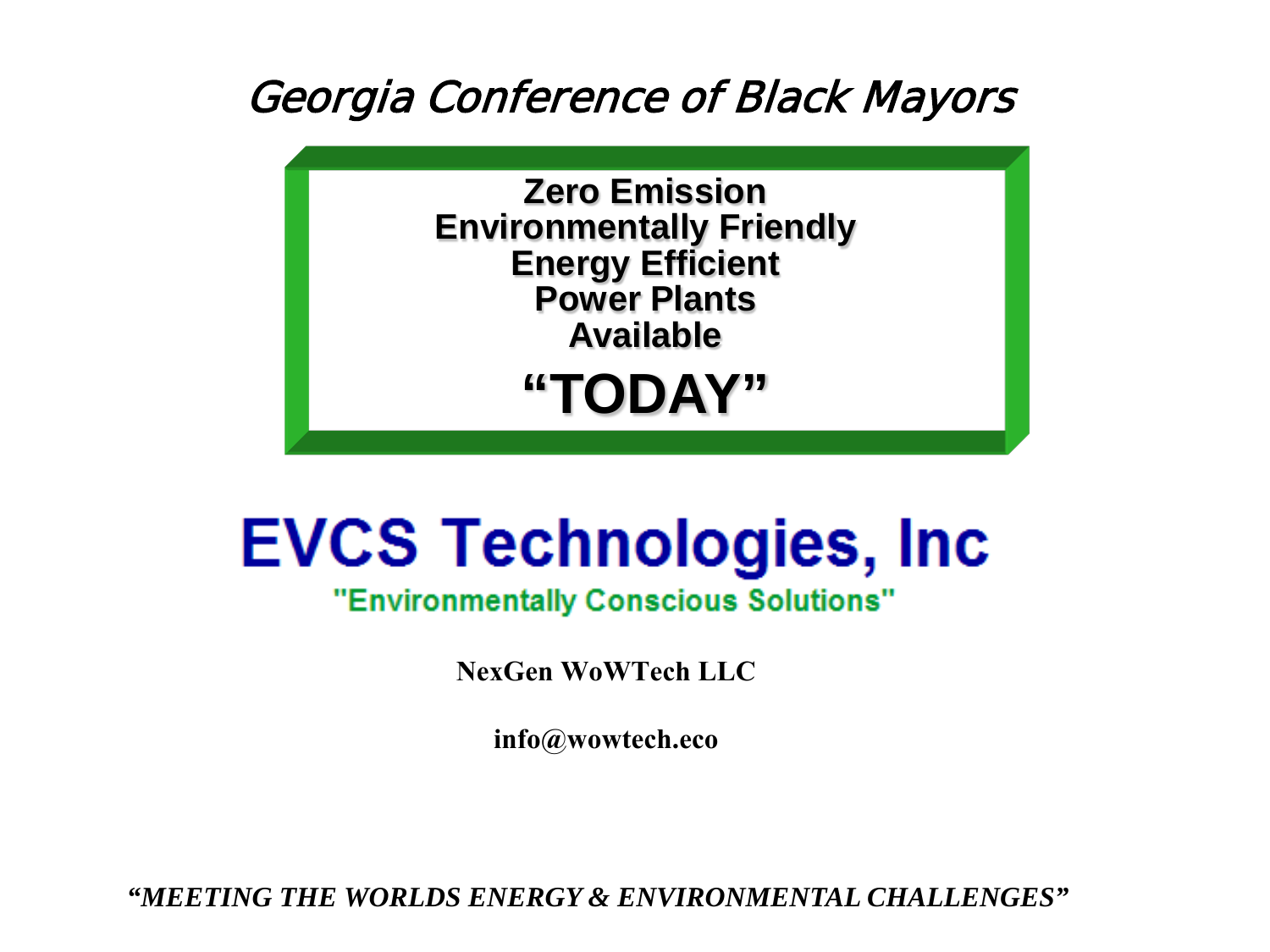# *Georgia Conference of Black Mayors*

**Zero Emission**
**Environmentally Friendly**
**Energy Efficient**
**Power Plants**
**Available**

# "TODAY"

# EVCS Technologies, Inc

"Environmentally Conscious Solutions"

**NexGen WoWTech LLC**

**info@wowtech.eco**

***"MEETING THE WORLDS ENERGY & ENVIRONMENTAL CHALLENGES"***